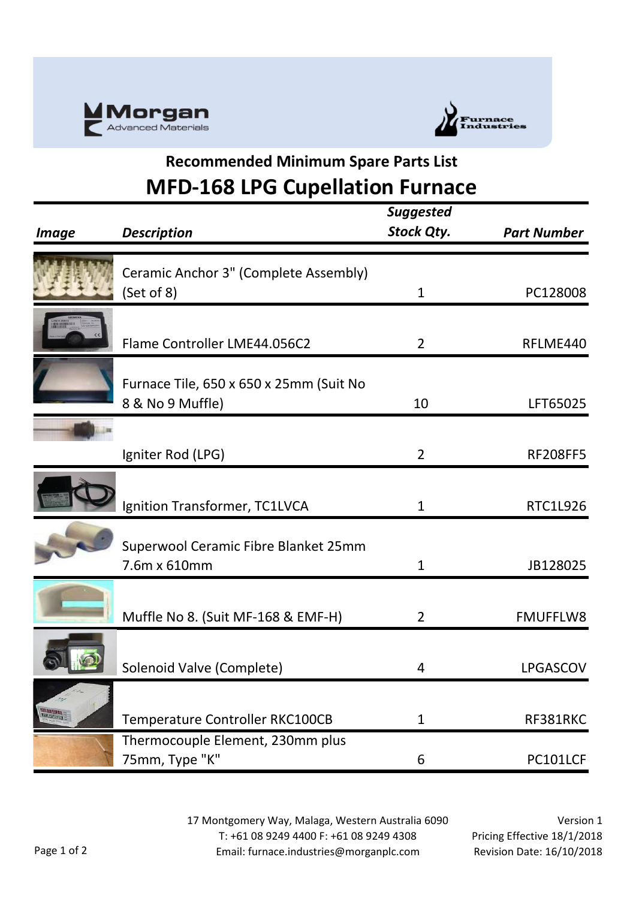## Recommended Minimum Spare Parts List

# MFD-168 LPG Cupellation Furnace

| *Image* | *Description* | *Suggested Stock Qty.* | *Part Number* |
|---|---|---|---|
| | Ceramic Anchor 3" (Complete Assembly) (Set of 8) | 1 | PC128008 |
| | Flame Controller LME44.056C2 | 2 | RFLME440 |
| | Furnace Tile, 650 x 650 x 25mm (Suit No 8 & No 9 Muffle) | 10 | LFT65025 |
| | Igniter Rod (LPG) | 2 | RF208FF5 |
| | Ignition Transformer, TC1LVCA | 1 | RTC1L926 |
| | Superwool Ceramic Fibre Blanket 25mm 7.6m x 610mm | 1 | JB128025 |
| | Muffle No 8. (Suit MF-168 & EMF-H) | 2 | FMUFFLW8 |
| | Solenoid Valve (Complete) | 4 | LPGASCOV |
| | Temperature Controller RKC100CB | 1 | RF381RKC |
| | Thermocouple Element, 230mm plus 75mm, Type "K" | 6 | PC101LCF |

17 Montgomery Way, Malaga, Western Australia 6090
T: +61 08 9249 4400 F: +61 08 9249 4308
Email: furnace.industries@morganplc.com

Version 1
Pricing Effective 18/1/2018
Revision Date: 16/10/2018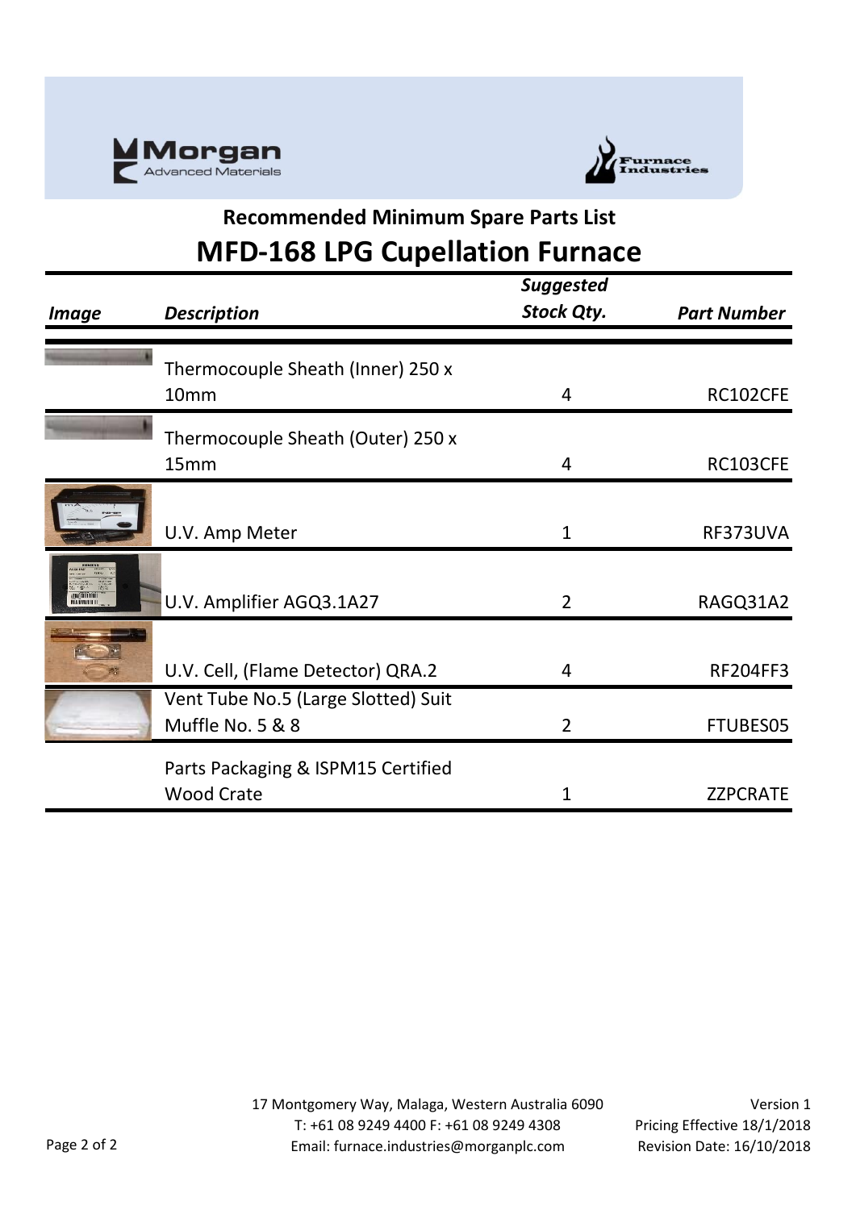## Recommended Minimum Spare Parts List

# MFD-168 LPG Cupellation Furnace

| *Image* | *Description* | *Suggested Stock Qty.* | *Part Number* |
|---|---|---|---|
| | Thermocouple Sheath (Inner) 250 x 10mm | 4 | RC102CFE |
| | Thermocouple Sheath (Outer) 250 x 15mm | 4 | RC103CFE |
| | U.V. Amp Meter | 1 | RF373UVA |
| | U.V. Amplifier AGQ3.1A27 | 2 | RAGQ31A2 |
| | U.V. Cell, (Flame Detector) QRA.2 | 4 | RF204FF3 |
| | Vent Tube No.5 (Large Slotted) Suit Muffle No. 5 & 8 | 2 | FTUBES05 |
| | Parts Packaging & ISPM15 Certified Wood Crate | 1 | ZZPCRATE |

17 Montgomery Way, Malaga, Western Australia 6090
T: +61 08 9249 4400 F: +61 08 9249 4308
Email: furnace.industries@morganplc.com

Version 1
Pricing Effective 18/1/2018
Revision Date: 16/10/2018